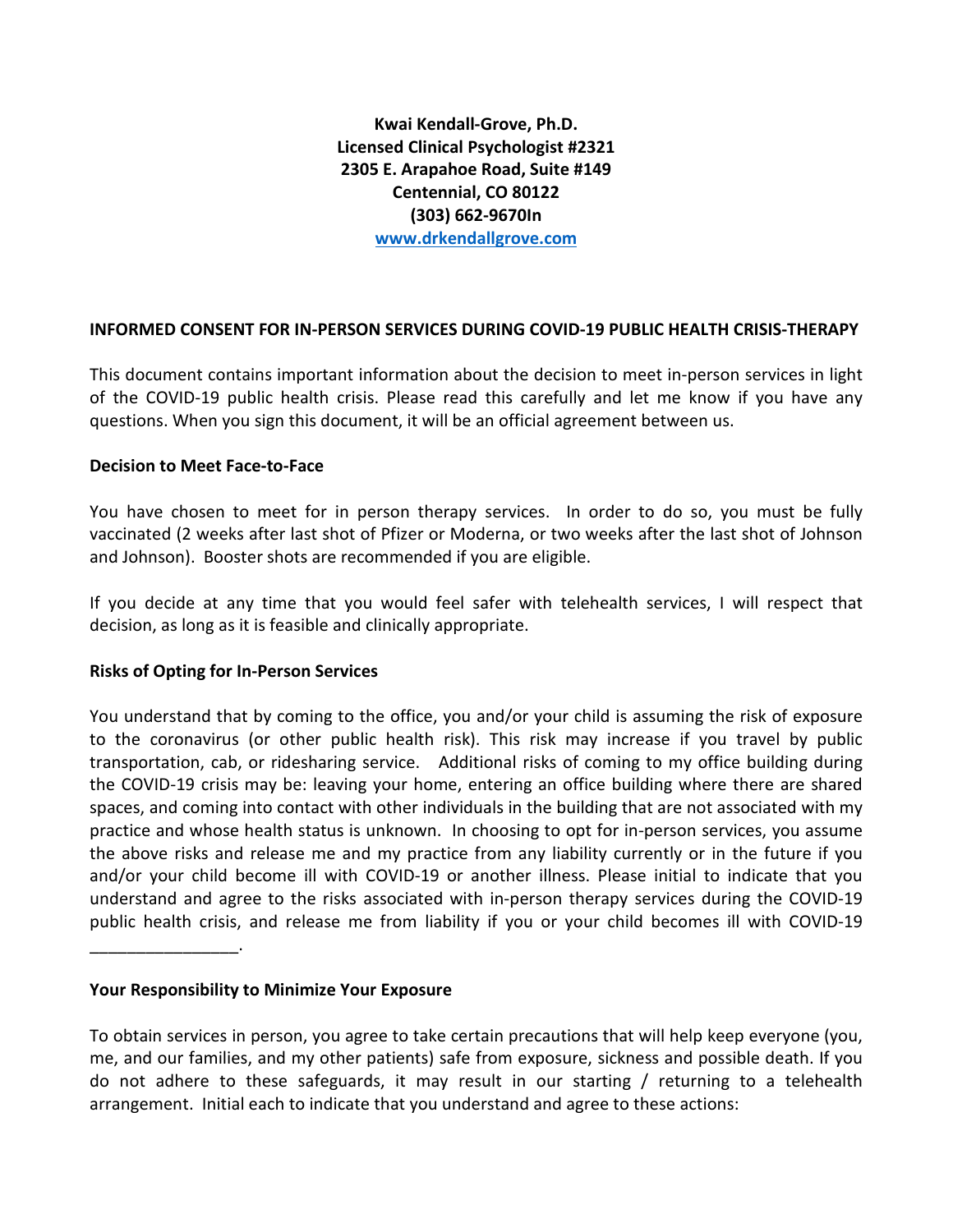**Kwai Kendall-Grove, Ph.D.**
**Licensed Clinical Psychologist #2321**
**2305 E. Arapahoe Road, Suite #149**
**Centennial, CO 80122**
**(303) 662-9670In**
**[www.drkendallgrove.com](http://www.drkendallgrove.com)**

## INFORMED CONSENT FOR IN-PERSON SERVICES DURING COVID-19 PUBLIC HEALTH CRISIS-THERAPY

This document contains important information about the decision to meet in-person services in light of the COVID-19 public health crisis. Please read this carefully and let me know if you have any questions. When you sign this document, it will be an official agreement between us.

### Decision to Meet Face-to-Face

You have chosen to meet for in person therapy services. In order to do so, you must be fully vaccinated (2 weeks after last shot of Pfizer or Moderna, or two weeks after the last shot of Johnson and Johnson). Booster shots are recommended if you are eligible.

If you decide at any time that you would feel safer with telehealth services, I will respect that decision, as long as it is feasible and clinically appropriate.

### Risks of Opting for In-Person Services

You understand that by coming to the office, you and/or your child is assuming the risk of exposure to the coronavirus (or other public health risk). This risk may increase if you travel by public transportation, cab, or ridesharing service. Additional risks of coming to my office building during the COVID-19 crisis may be: leaving your home, entering an office building where there are shared spaces, and coming into contact with other individuals in the building that are not associated with my practice and whose health status is unknown. In choosing to opt for in-person services, you assume the above risks and release me and my practice from any liability currently or in the future if you and/or your child become ill with COVID-19 or another illness. Please initial to indicate that you understand and agree to the risks associated with in-person therapy services during the COVID-19 public health crisis, and release me from liability if you or your child becomes ill with COVID-19 _______________.

### Your Responsibility to Minimize Your Exposure

To obtain services in person, you agree to take certain precautions that will help keep everyone (you, me, and our families, and my other patients) safe from exposure, sickness and possible death. If you do not adhere to these safeguards, it may result in our starting / returning to a telehealth arrangement. Initial each to indicate that you understand and agree to these actions: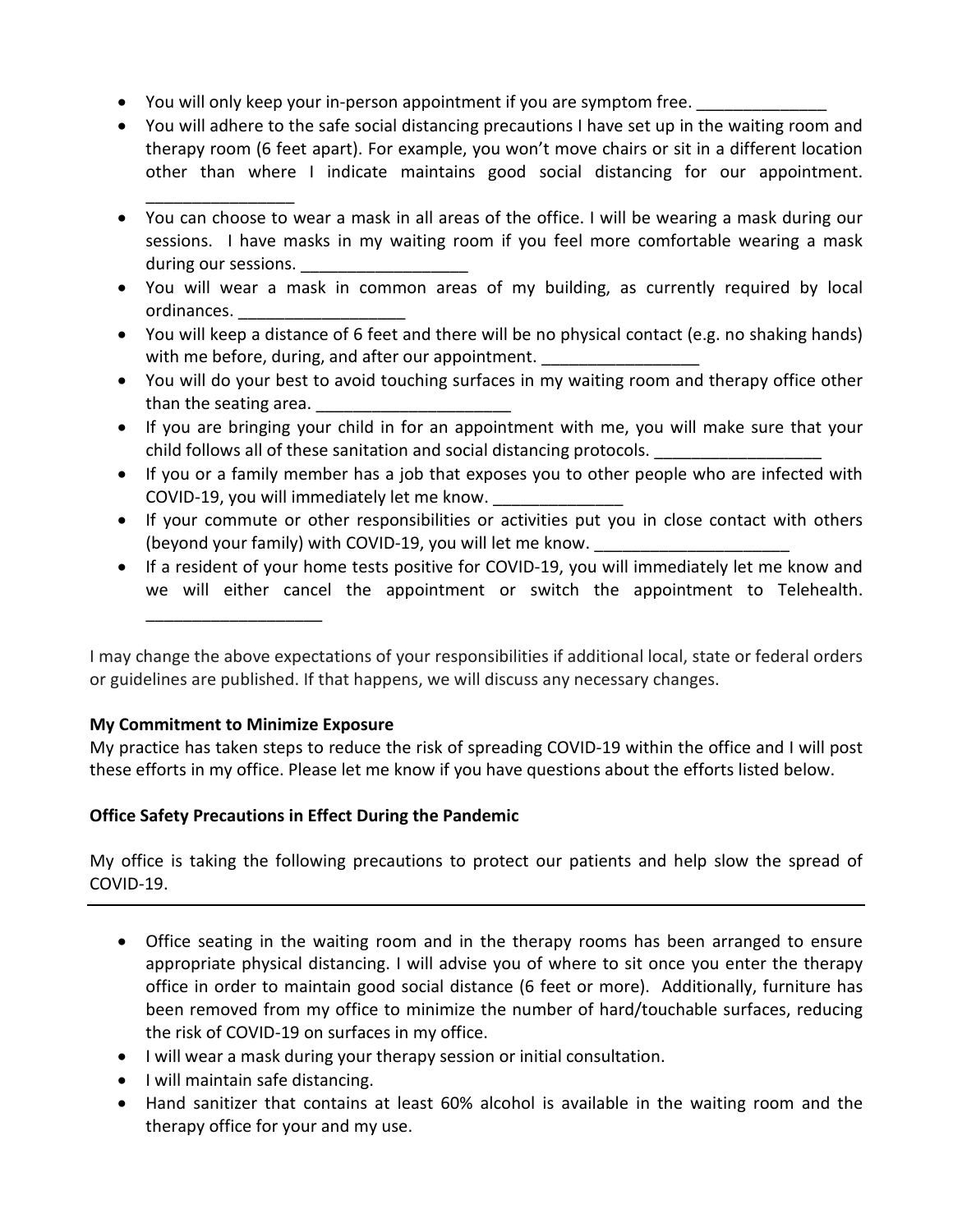- You will only keep your in-person appointment if you are symptom free. ______________
- You will adhere to the safe social distancing precautions I have set up in the waiting room and therapy room (6 feet apart). For example, you won't move chairs or sit in a different location other than where I indicate maintains good social distancing for our appointment. ________________
- You can choose to wear a mask in all areas of the office. I will be wearing a mask during our sessions. I have masks in my waiting room if you feel more comfortable wearing a mask during our sessions. __________________
- You will wear a mask in common areas of my building, as currently required by local ordinances. __________________
- You will keep a distance of 6 feet and there will be no physical contact (e.g. no shaking hands) with me before, during, and after our appointment. _________________
- You will do your best to avoid touching surfaces in my waiting room and therapy office other than the seating area. _____________________
- If you are bringing your child in for an appointment with me, you will make sure that your child follows all of these sanitation and social distancing protocols. __________________
- If you or a family member has a job that exposes you to other people who are infected with COVID-19, you will immediately let me know. ______________
- If your commute or other responsibilities or activities put you in close contact with others (beyond your family) with COVID-19, you will let me know. _____________________
- If a resident of your home tests positive for COVID-19, you will immediately let me know and we will either cancel the appointment or switch the appointment to Telehealth. ___________________

I may change the above expectations of your responsibilities if additional local, state or federal orders or guidelines are published. If that happens, we will discuss any necessary changes.

**My Commitment to Minimize Exposure**

My practice has taken steps to reduce the risk of spreading COVID-19 within the office and I will post these efforts in my office. Please let me know if you have questions about the efforts listed below.

**Office Safety Precautions in Effect During the Pandemic**

My office is taking the following precautions to protect our patients and help slow the spread of COVID-19.

---

- Office seating in the waiting room and in the therapy rooms has been arranged to ensure appropriate physical distancing. I will advise you of where to sit once you enter the therapy office in order to maintain good social distance (6 feet or more). Additionally, furniture has been removed from my office to minimize the number of hard/touchable surfaces, reducing the risk of COVID-19 on surfaces in my office.
- I will wear a mask during your therapy session or initial consultation.
- I will maintain safe distancing.
- Hand sanitizer that contains at least 60% alcohol is available in the waiting room and the therapy office for your and my use.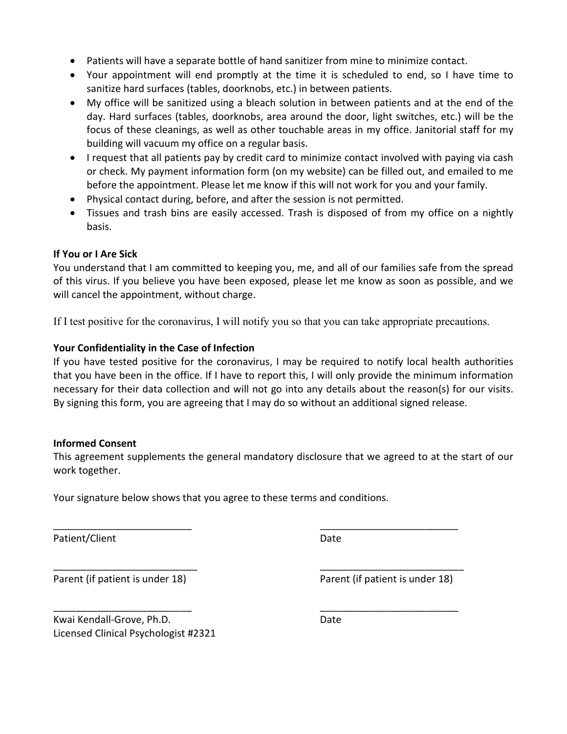- Patients will have a separate bottle of hand sanitizer from mine to minimize contact.
- Your appointment will end promptly at the time it is scheduled to end, so I have time to sanitize hard surfaces (tables, doorknobs, etc.) in between patients.
- My office will be sanitized using a bleach solution in between patients and at the end of the day. Hard surfaces (tables, doorknobs, area around the door, light switches, etc.) will be the focus of these cleanings, as well as other touchable areas in my office. Janitorial staff for my building will vacuum my office on a regular basis.
- I request that all patients pay by credit card to minimize contact involved with paying via cash or check. My payment information form (on my website) can be filled out, and emailed to me before the appointment. Please let me know if this will not work for you and your family.
- Physical contact during, before, and after the session is not permitted.
- Tissues and trash bins are easily accessed. Trash is disposed of from my office on a nightly basis.

**If You or I Are Sick**

You understand that I am committed to keeping you, me, and all of our families safe from the spread of this virus. If you believe you have been exposed, please let me know as soon as possible, and we will cancel the appointment, without charge.

If I test positive for the coronavirus, I will notify you so that you can take appropriate precautions.

**Your Confidentiality in the Case of Infection**

If you have tested positive for the coronavirus, I may be required to notify local health authorities that you have been in the office. If I have to report this, I will only provide the minimum information necessary for their data collection and will not go into any details about the reason(s) for our visits. By signing this form, you are agreeing that I may do so without an additional signed release.

**Informed Consent**

This agreement supplements the general mandatory disclosure that we agreed to at the start of our work together.

Your signature below shows that you agree to these terms and conditions.

_________________________ _________________________
Patient/Client Date

_________________________ _________________________
Parent (if patient is under 18) Parent (if patient is under 18)

_________________________ _________________________
Kwai Kendall-Grove, Ph.D. Date
Licensed Clinical Psychologist #2321